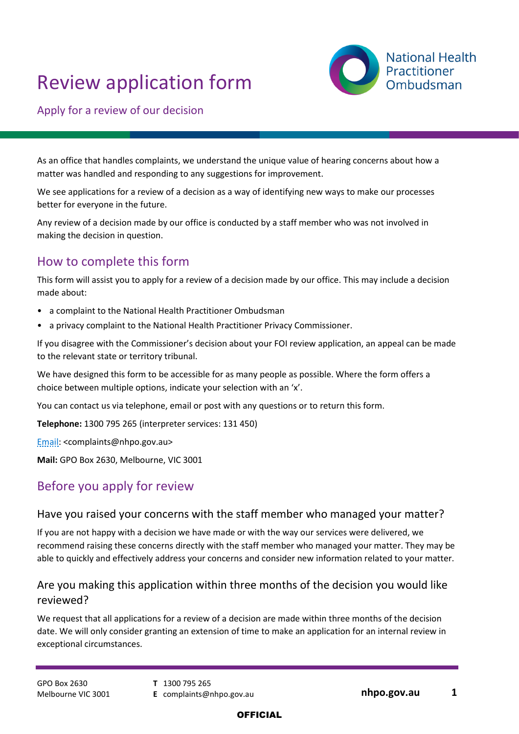# Review application form

Apply for a review of our decision

As an office that handles complaints, we understand the unique value of hearing concerns about how a matter was handled and responding to any suggestions for improvement.

We see applications for a review of a decision as a way of identifying new ways to make our processes better for everyone in the future.

Any review of a decision made by our office is conducted by a staff member who was not involved in making the decision in question.

## How to complete this form

This form will assist you to apply for a review of a decision made by our office. This may include a decision made about:

- a complaint to the National Health Practitioner Ombudsman
- a privacy complaint to the National Health Practitioner Privacy Commissioner.

If you disagree with the Commissioner's decision about your FOI review application, an appeal can be made to the relevant state or territory tribunal.

We have designed this form to be accessible for as many people as possible. Where the form offers a choice between multiple options, indicate your selection with an 'x'.

You can contact us via telephone, email or post with any questions or to return this form.

**Telephone:** 1300 795 265 (interpreter services: 131 450)

Email: <complaints@nhpo.gov.au>

**Mail:** GPO Box 2630, Melbourne, VIC 3001

## Before you apply for review

### Have you raised your concerns with the staff member who managed your matter?

If you are not happy with a decision we have made or with the way our services were delivered, we recommend raising these concerns directly with the staff member who managed your matter. They may be able to quickly and effectively address your concerns and consider new information related to your matter.

### Are you making this application within three months of the decision you would like reviewed?

We request that all applications for a review of a decision are made within three months of the decision date. We will only consider granting an extension of time to make an application for an internal review in exceptional circumstances.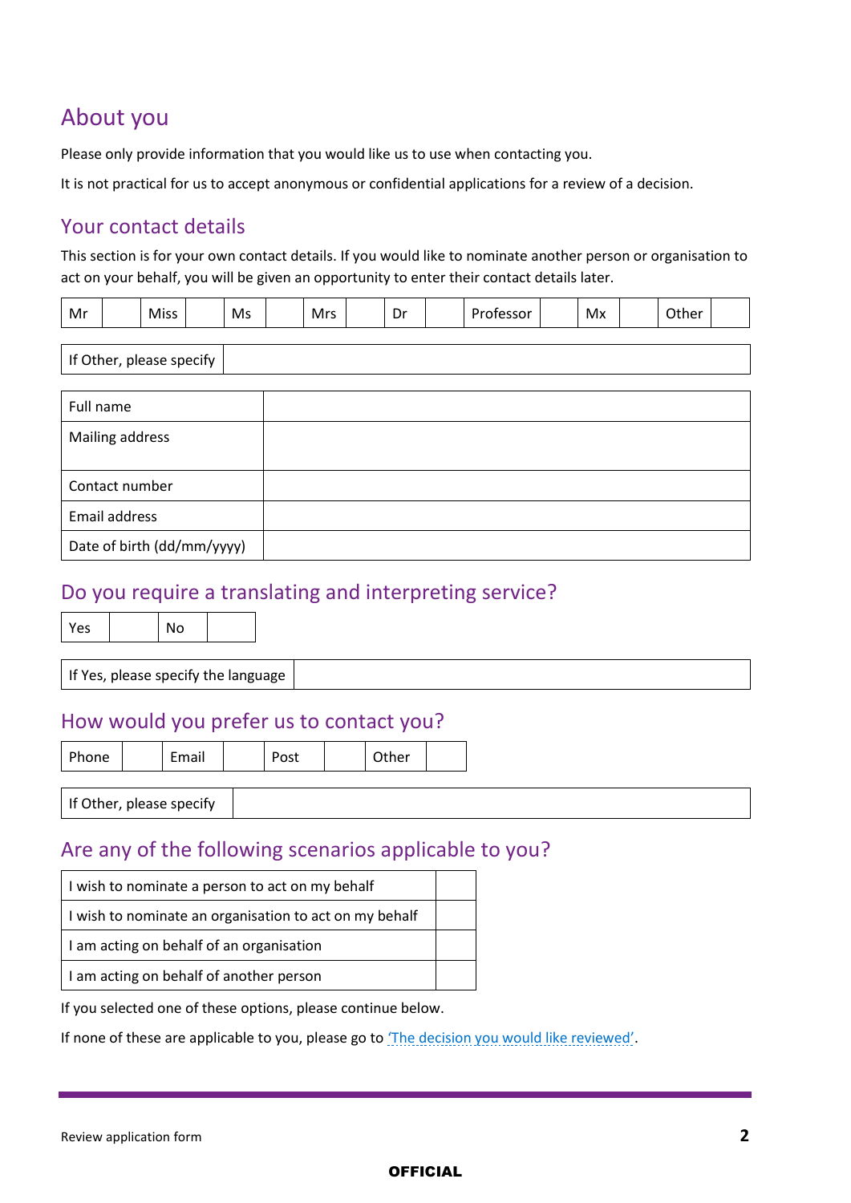# About you

Please only provide information that you would like us to use when contacting you.

It is not practical for us to accept anonymous or confidential applications for a review of a decision.

## Your contact details

This section is for your own contact details. If you would like to nominate another person or organisation to act on your behalf, you will be given an opportunity to enter their contact details later.

| Mr | | Miss | | Ms | | Mrs | | Dr | | Professor | | Mx | | Other | |
|---|---|---|---|---|---|---|---|---|---|---|---|---|---|---|---|

| If Other, please specify | |
|---|---|

| Full name | |
|---|---|
| Mailing address | |
| Contact number | |
| Email address | |
| Date of birth (dd/mm/yyyy) | |

## Do you require a translating and interpreting service?

| Yes | | No | |
|---|---|---|---|

| If Yes, please specify the language | |
|---|---|

## How would you prefer us to contact you?

| Phone | | Email | | Post | | Other | |
|---|---|---|---|---|---|---|---|

| If Other, please specify | |
|---|---|

## Are any of the following scenarios applicable to you?

| I wish to nominate a person to act on my behalf | |
|---|---|
| I wish to nominate an organisation to act on my behalf | |
| I am acting on behalf of an organisation | |
| I am acting on behalf of another person | |

If you selected one of these options, please continue below.

If none of these are applicable to you, please go to 'The decision you would like reviewed'.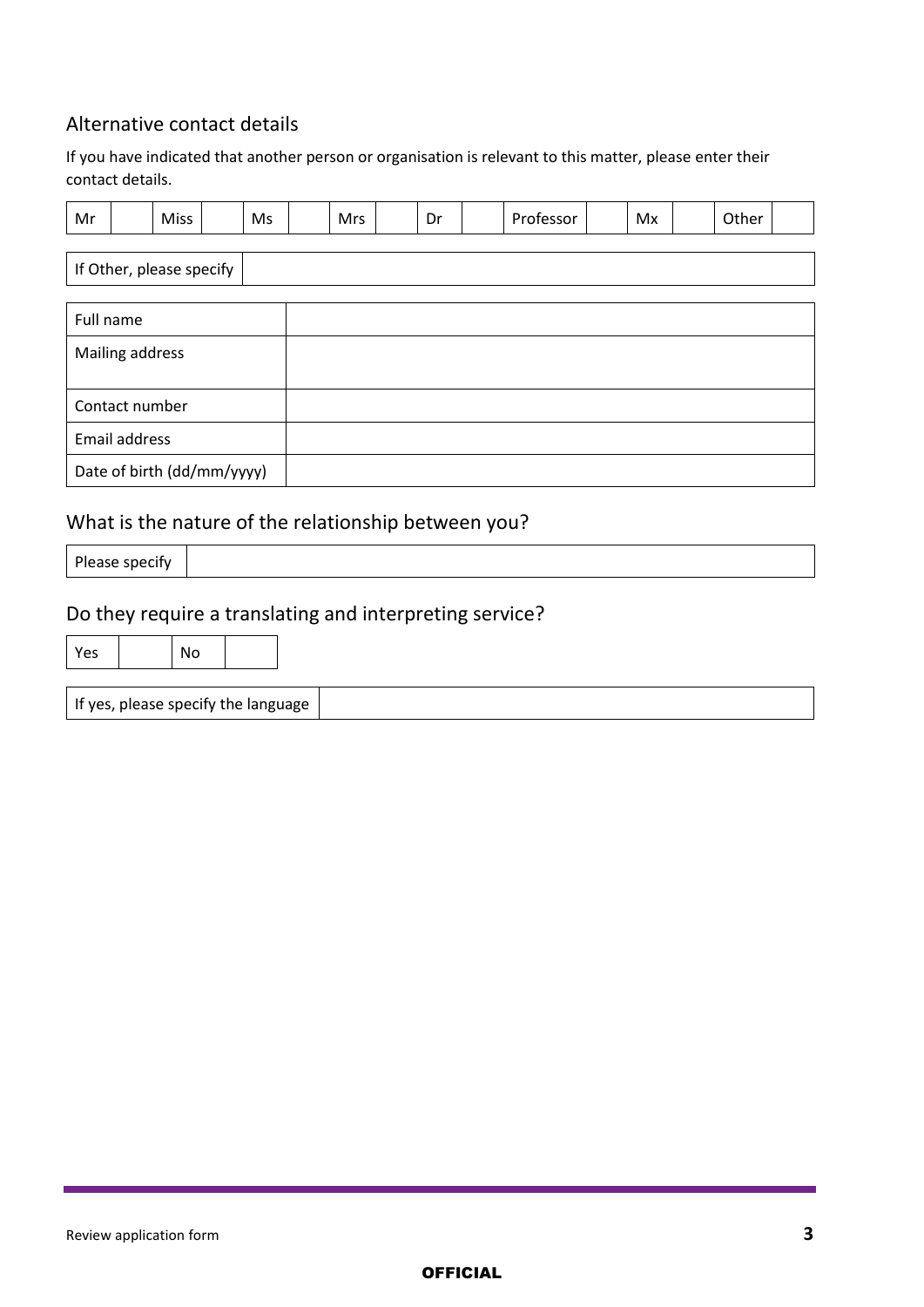## Alternative contact details

If you have indicated that another person or organisation is relevant to this matter, please enter their contact details.

| Mr | | Miss | | Ms | | Mrs | | Dr | | Professor | | Mx | | Other | |
|---|---|---|---|---|---|---|---|---|---|---|---|---|---|---|---|

| If Other, please specify | |
|---|---|

| Full name | |
|---|---|
| Mailing address | |
| Contact number | |
| Email address | |
| Date of birth (dd/mm/yyyy) | |

## What is the nature of the relationship between you?

| Please specify | |
|---|---|

## Do they require a translating and interpreting service?

| Yes | | No | |
|---|---|---|---|

| If yes, please specify the language | |
|---|---|

Review application form

OFFICIAL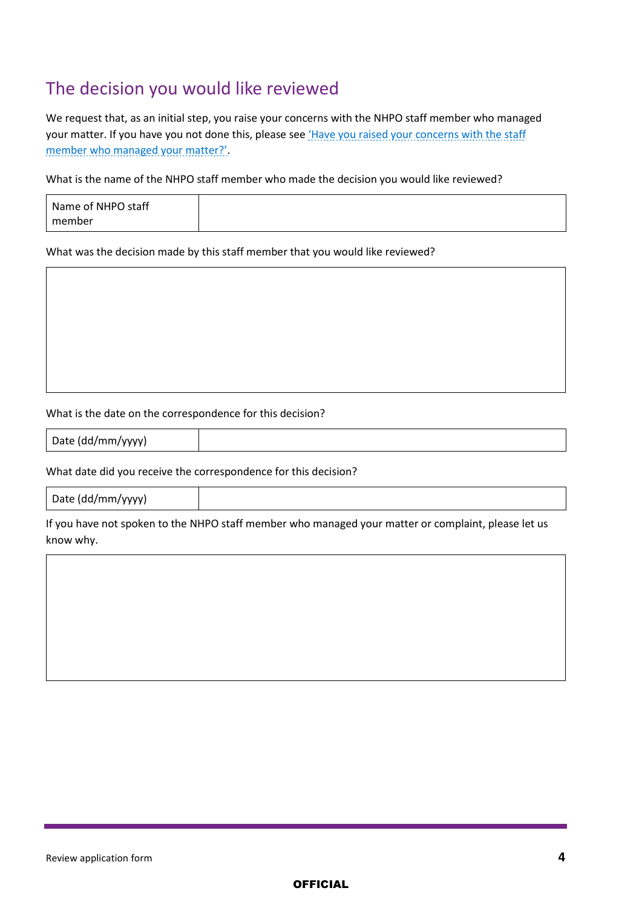## The decision you would like reviewed

We request that, as an initial step, you raise your concerns with the NHPO staff member who managed your matter. If you have you not done this, please see 'Have you raised your concerns with the staff member who managed your matter?'.

What is the name of the NHPO staff member who made the decision you would like reviewed?

| Name of NHPO staff member | |
|---|---|

What was the decision made by this staff member that you would like reviewed?

| |
|---|
| |

What is the date on the correspondence for this decision?

| Date (dd/mm/yyyy) | |
|---|---|

What date did you receive the correspondence for this decision?

| Date (dd/mm/yyyy) | |
|---|---|

If you have not spoken to the NHPO staff member who managed your matter or complaint, please let us know why.

| |
|---|
| |

OFFICIAL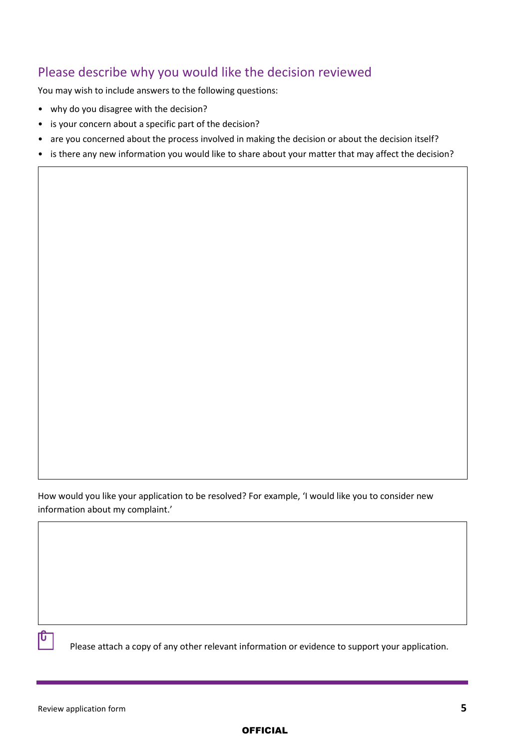## Please describe why you would like the decision reviewed

You may wish to include answers to the following questions:

- why do you disagree with the decision?
- is your concern about a specific part of the decision?
- are you concerned about the process involved in making the decision or about the decision itself?
- is there any new information you would like to share about your matter that may affect the decision?

How would you like your application to be resolved? For example, 'I would like you to consider new information about my complaint.'

Please attach a copy of any other relevant information or evidence to support your application.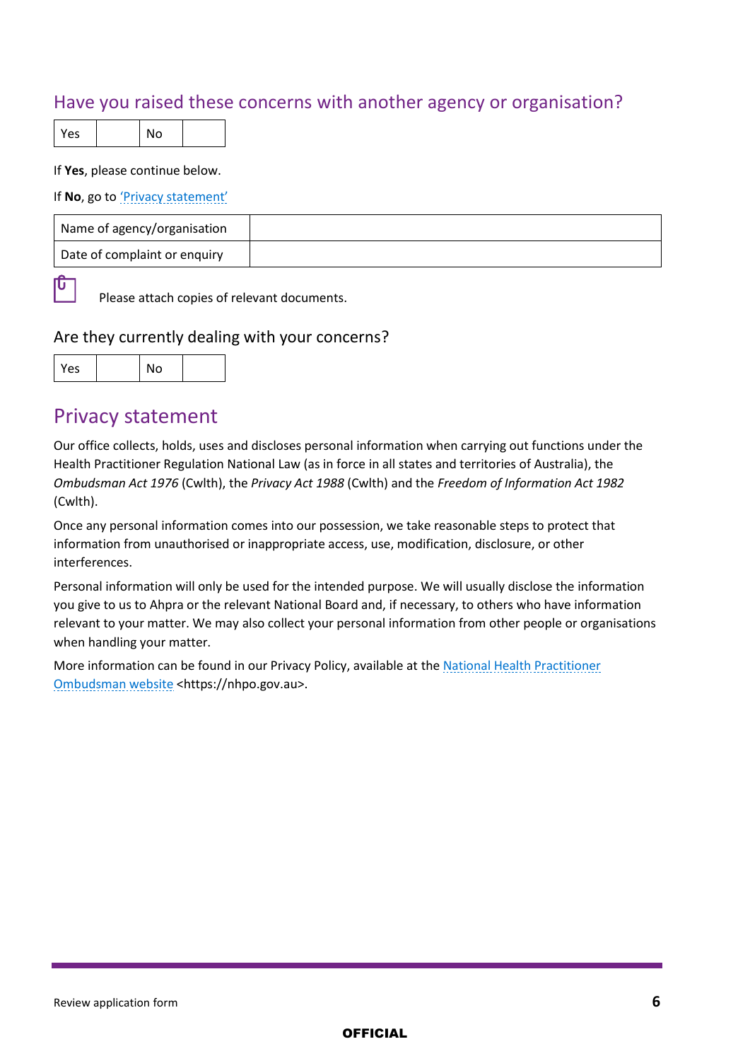## Have you raised these concerns with another agency or organisation?

| Yes | | No | |
|---|---|---|---|

If **Yes**, please continue below.

If **No**, go to 'Privacy statement'

| Name of agency/organisation | |
|---|---|
| Date of complaint or enquiry | |

Please attach copies of relevant documents.

### Are they currently dealing with your concerns?

| Yes | | No | |
|---|---|---|---|

## Privacy statement

Our office collects, holds, uses and discloses personal information when carrying out functions under the Health Practitioner Regulation National Law (as in force in all states and territories of Australia), the *Ombudsman Act 1976* (Cwlth), the *Privacy Act 1988* (Cwlth) and the *Freedom of Information Act 1982* (Cwlth).

Once any personal information comes into our possession, we take reasonable steps to protect that information from unauthorised or inappropriate access, use, modification, disclosure, or other interferences.

Personal information will only be used for the intended purpose. We will usually disclose the information you give to us to Ahpra or the relevant National Board and, if necessary, to others who have information relevant to your matter. We may also collect your personal information from other people or organisations when handling your matter.

More information can be found in our Privacy Policy, available at the National Health Practitioner Ombudsman website <https://nhpo.gov.au>.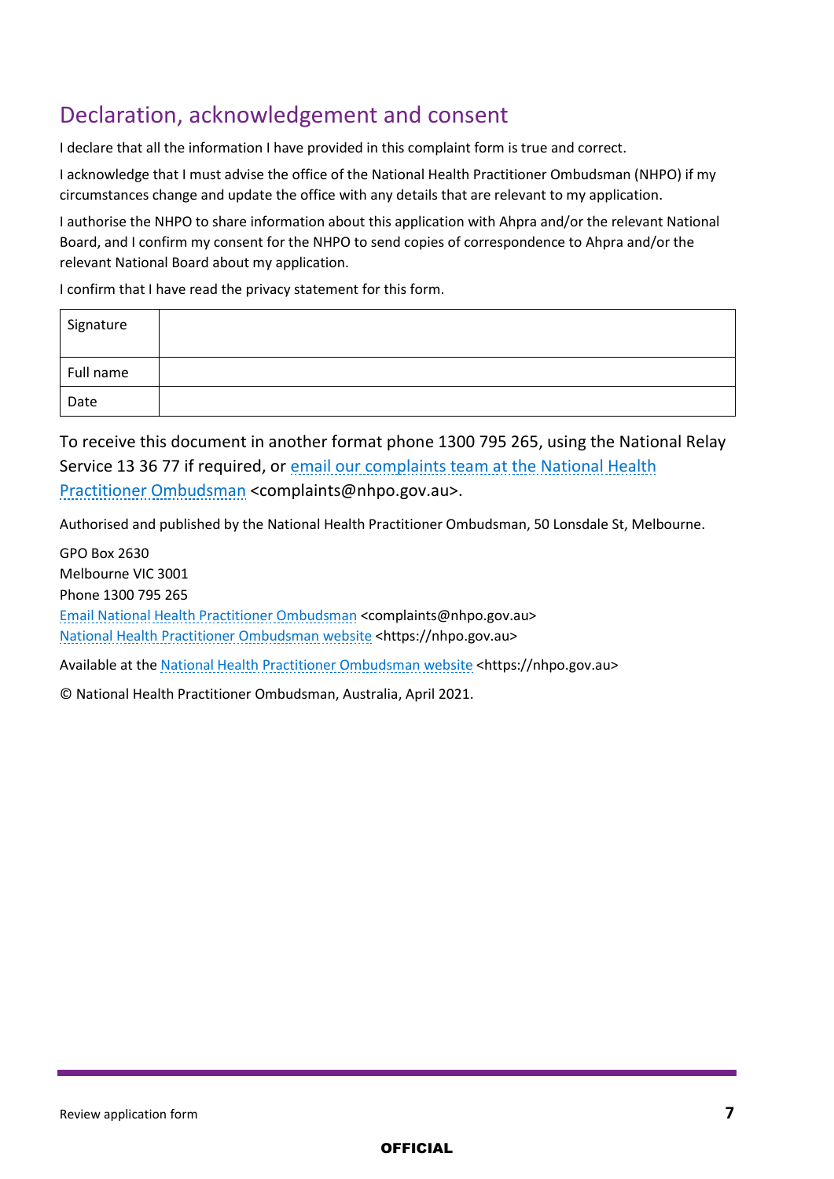## Declaration, acknowledgement and consent

I declare that all the information I have provided in this complaint form is true and correct.

I acknowledge that I must advise the office of the National Health Practitioner Ombudsman (NHPO) if my circumstances change and update the office with any details that are relevant to my application.

I authorise the NHPO to share information about this application with Ahpra and/or the relevant National Board, and I confirm my consent for the NHPO to send copies of correspondence to Ahpra and/or the relevant National Board about my application.

I confirm that I have read the privacy statement for this form.

| | |
|---|---|
| Signature | |
| Full name | |
| Date | |

To receive this document in another format phone 1300 795 265, using the National Relay Service 13 36 77 if required, or email our complaints team at the National Health Practitioner Ombudsman <complaints@nhpo.gov.au>.

Authorised and published by the National Health Practitioner Ombudsman, 50 Lonsdale St, Melbourne.

GPO Box 2630
Melbourne VIC 3001
Phone 1300 795 265
Email National Health Practitioner Ombudsman <complaints@nhpo.gov.au>
National Health Practitioner Ombudsman website <https://nhpo.gov.au>

Available at the National Health Practitioner Ombudsman website <https://nhpo.gov.au>

© National Health Practitioner Ombudsman, Australia, April 2021.